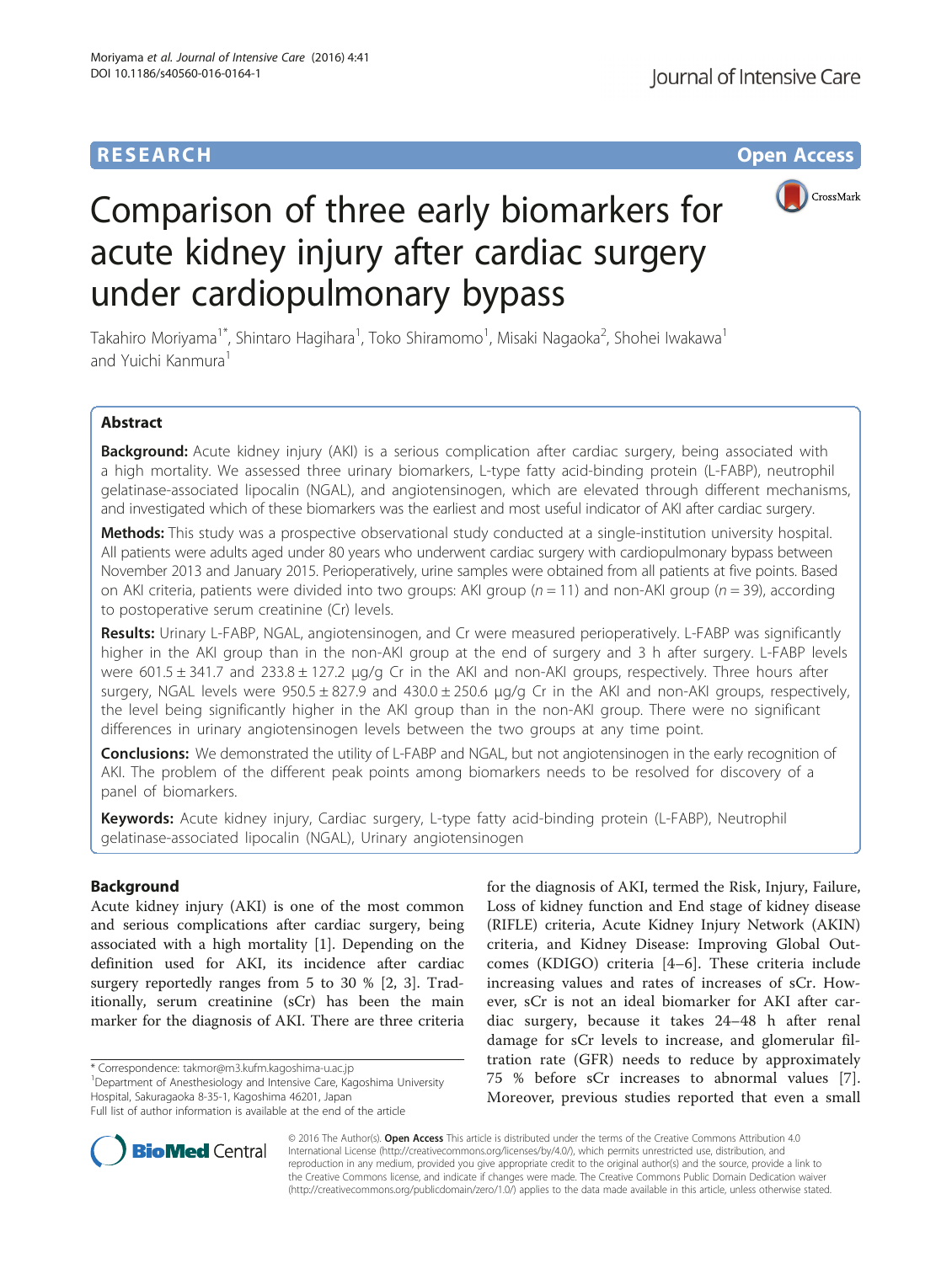RESEARCH Open Access

# Comparison of three early biomarkers for acute kidney injury after cardiac surgery under cardiopulmonary bypass

Takahiro Moriyama[1*], Shintaro Hagihara[1], Toko Shiramomo[1], Misaki Nagaoka[2], Shohei Iwakawa[1] and Yuichi Kanmura[1]

## Abstract

**Background:** Acute kidney injury (AKI) is a serious complication after cardiac surgery, being associated with a high mortality. We assessed three urinary biomarkers, L-type fatty acid-binding protein (L-FABP), neutrophil gelatinase-associated lipocalin (NGAL), and angiotensinogen, which are elevated through different mechanisms, and investigated which of these biomarkers was the earliest and most useful indicator of AKI after cardiac surgery.

**Methods:** This study was a prospective observational study conducted at a single-institution university hospital. All patients were adults aged under 80 years who underwent cardiac surgery with cardiopulmonary bypass between November 2013 and January 2015. Perioperatively, urine samples were obtained from all patients at five points. Based on AKI criteria, patients were divided into two groups: AKI group ($n = 11$) and non-AKI group ($n = 39$), according to postoperative serum creatinine (Cr) levels.

**Results:** Urinary L-FABP, NGAL, angiotensinogen, and Cr were measured perioperatively. L-FABP was significantly higher in the AKI group than in the non-AKI group at the end of surgery and 3 h after surgery. L-FABP levels were 601.5 ± 341.7 and 233.8 ± 127.2 μg/g Cr in the AKI and non-AKI groups, respectively. Three hours after surgery, NGAL levels were 950.5 ± 827.9 and 430.0 ± 250.6 μg/g Cr in the AKI and non-AKI groups, respectively, the level being significantly higher in the AKI group than in the non-AKI group. There were no significant differences in urinary angiotensinogen levels between the two groups at any time point.

**Conclusions:** We demonstrated the utility of L-FABP and NGAL, but not angiotensinogen in the early recognition of AKI. The problem of the different peak points among biomarkers needs to be resolved for discovery of a panel of biomarkers.

**Keywords:** Acute kidney injury, Cardiac surgery, L-type fatty acid-binding protein (L-FABP), Neutrophil gelatinase-associated lipocalin (NGAL), Urinary angiotensinogen

## Background

Acute kidney injury (AKI) is one of the most common and serious complications after cardiac surgery, being associated with a high mortality [1]. Depending on the definition used for AKI, its incidence after cardiac surgery reportedly ranges from 5 to 30 % [2, 3]. Traditionally, serum creatinine (sCr) has been the main marker for the diagnosis of AKI. There are three criteria for the diagnosis of AKI, termed the Risk, Injury, Failure, Loss of kidney function and End stage of kidney disease (RIFLE) criteria, Acute Kidney Injury Network (AKIN) criteria, and Kidney Disease: Improving Global Outcomes (KDIGO) criteria [4–6]. These criteria include increasing values and rates of increases of sCr. However, sCr is not an ideal biomarker for AKI after cardiac surgery, because it takes 24–48 h after renal damage for sCr levels to increase, and glomerular filtration rate (GFR) needs to reduce by approximately 75 % before sCr increases to abnormal values [7]. Moreover, previous studies reported that even a small

\* Correspondence: takmor@m3.kufm.kagoshima-u.ac.jp
[1]Department of Anesthesiology and Intensive Care, Kagoshima University Hospital, Sakuragaoka 8-35-1, Kagoshima 46201, Japan
Full list of author information is available at the end of the article

© 2016 The Author(s). **Open Access** This article is distributed under the terms of the Creative Commons Attribution 4.0 International License (http://creativecommons.org/licenses/by/4.0/), which permits unrestricted use, distribution, and reproduction in any medium, provided you give appropriate credit to the original author(s) and the source, provide a link to the Creative Commons license, and indicate if changes were made. The Creative Commons Public Domain Dedication waiver (http://creativecommons.org/publicdomain/zero/1.0/) applies to the data made available in this article, unless otherwise stated.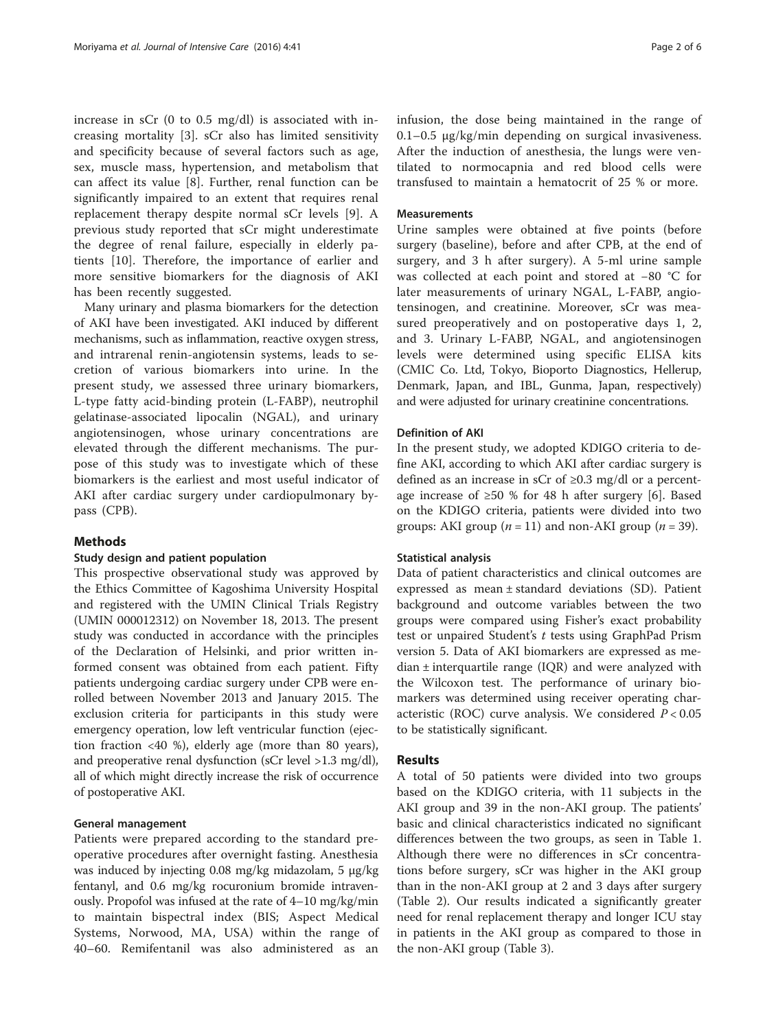increase in sCr (0 to 0.5 mg/dl) is associated with increasing mortality [3]. sCr also has limited sensitivity and specificity because of several factors such as age, sex, muscle mass, hypertension, and metabolism that can affect its value [8]. Further, renal function can be significantly impaired to an extent that requires renal replacement therapy despite normal sCr levels [9]. A previous study reported that sCr might underestimate the degree of renal failure, especially in elderly patients [10]. Therefore, the importance of earlier and more sensitive biomarkers for the diagnosis of AKI has been recently suggested.

Many urinary and plasma biomarkers for the detection of AKI have been investigated. AKI induced by different mechanisms, such as inflammation, reactive oxygen stress, and intrarenal renin-angiotensin systems, leads to secretion of various biomarkers into urine. In the present study, we assessed three urinary biomarkers, L-type fatty acid-binding protein (L-FABP), neutrophil gelatinase-associated lipocalin (NGAL), and urinary angiotensinogen, whose urinary concentrations are elevated through the different mechanisms. The purpose of this study was to investigate which of these biomarkers is the earliest and most useful indicator of AKI after cardiac surgery under cardiopulmonary bypass (CPB).

## Methods

### Study design and patient population

This prospective observational study was approved by the Ethics Committee of Kagoshima University Hospital and registered with the UMIN Clinical Trials Registry (UMIN 000012312) on November 18, 2013. The present study was conducted in accordance with the principles of the Declaration of Helsinki, and prior written informed consent was obtained from each patient. Fifty patients undergoing cardiac surgery under CPB were enrolled between November 2013 and January 2015. The exclusion criteria for participants in this study were emergency operation, low left ventricular function (ejection fraction <40 %), elderly age (more than 80 years), and preoperative renal dysfunction (sCr level >1.3 mg/dl), all of which might directly increase the risk of occurrence of postoperative AKI.

### General management

Patients were prepared according to the standard preoperative procedures after overnight fasting. Anesthesia was induced by injecting 0.08 mg/kg midazolam, 5 μg/kg fentanyl, and 0.6 mg/kg rocuronium bromide intravenously. Propofol was infused at the rate of 4–10 mg/kg/min to maintain bispectral index (BIS; Aspect Medical Systems, Norwood, MA, USA) within the range of 40–60. Remifentanil was also administered as an infusion, the dose being maintained in the range of 0.1–0.5 μg/kg/min depending on surgical invasiveness. After the induction of anesthesia, the lungs were ventilated to normocapnia and red blood cells were transfused to maintain a hematocrit of 25 % or more.

### Measurements

Urine samples were obtained at five points (before surgery (baseline), before and after CPB, at the end of surgery, and 3 h after surgery). A 5-ml urine sample was collected at each point and stored at −80 °C for later measurements of urinary NGAL, L-FABP, angiotensinogen, and creatinine. Moreover, sCr was measured preoperatively and on postoperative days 1, 2, and 3. Urinary L-FABP, NGAL, and angiotensinogen levels were determined using specific ELISA kits (CMIC Co. Ltd, Tokyo, Bioporto Diagnostics, Hellerup, Denmark, Japan, and IBL, Gunma, Japan, respectively) and were adjusted for urinary creatinine concentrations.

### Definition of AKI

In the present study, we adopted KDIGO criteria to define AKI, according to which AKI after cardiac surgery is defined as an increase in sCr of ≥0.3 mg/dl or a percentage increase of ≥50 % for 48 h after surgery [6]. Based on the KDIGO criteria, patients were divided into two groups: AKI group ($n = 11$) and non-AKI group ($n = 39$).

### Statistical analysis

Data of patient characteristics and clinical outcomes are expressed as mean ± standard deviations (SD). Patient background and outcome variables between the two groups were compared using Fisher's exact probability test or unpaired Student's *t* tests using GraphPad Prism version 5. Data of AKI biomarkers are expressed as median ± interquartile range (IQR) and were analyzed with the Wilcoxon test. The performance of urinary biomarkers was determined using receiver operating characteristic (ROC) curve analysis. We considered $P < 0.05$ to be statistically significant.

## Results

A total of 50 patients were divided into two groups based on the KDIGO criteria, with 11 subjects in the AKI group and 39 in the non-AKI group. The patients' basic and clinical characteristics indicated no significant differences between the two groups, as seen in Table 1. Although there were no differences in sCr concentrations before surgery, sCr was higher in the AKI group than in the non-AKI group at 2 and 3 days after surgery (Table 2). Our results indicated a significantly greater need for renal replacement therapy and longer ICU stay in patients in the AKI group as compared to those in the non-AKI group (Table 3).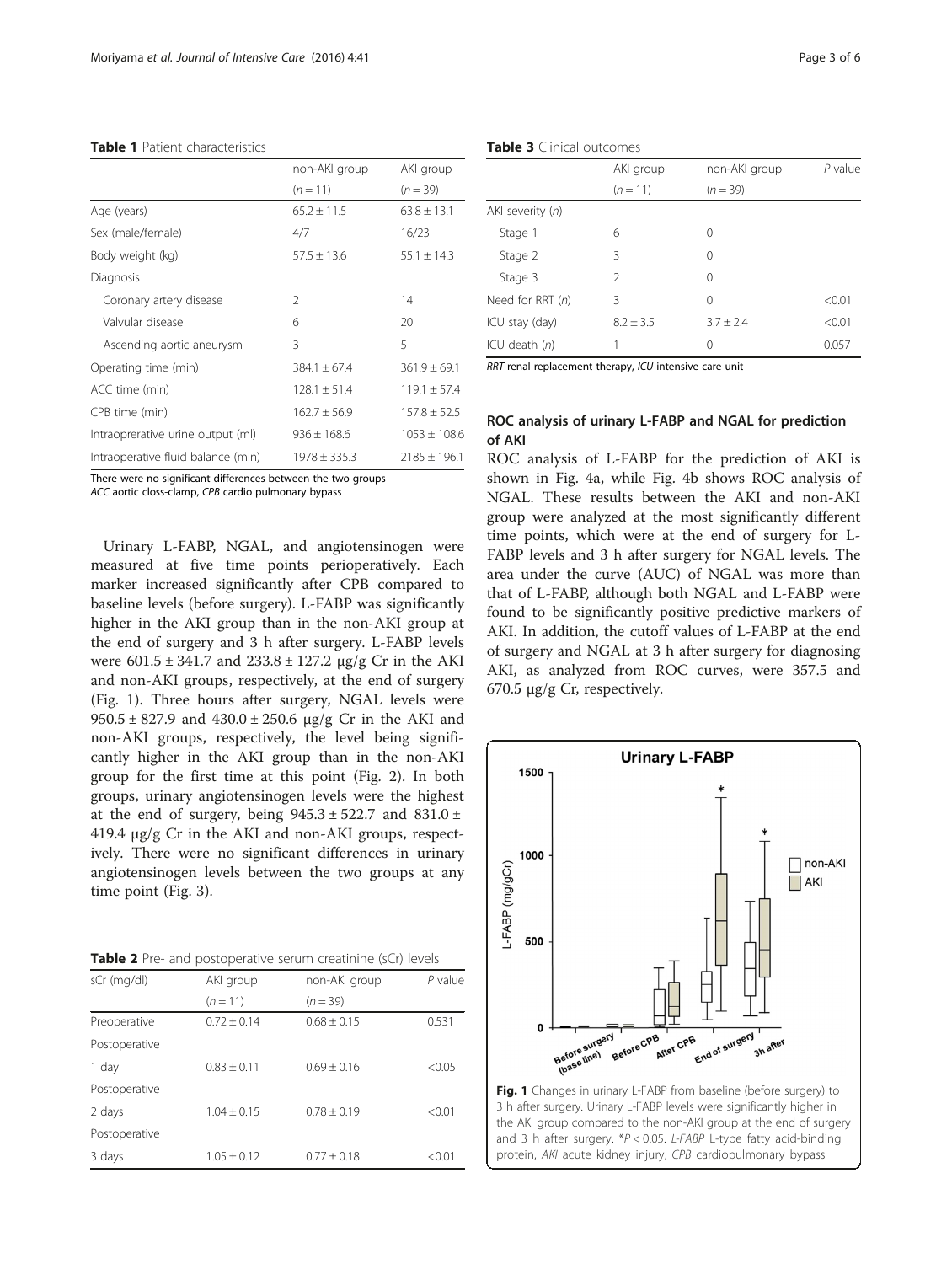**Table 1** Patient characteristics

| | non-AKI group | AKI group |
|---|---|---|
| | ($n = 11$) | ($n = 39$) |
| Age (years) | 65.2 ± 11.5 | 63.8 ± 13.1 |
| Sex (male/female) | 4/7 | 16/23 |
| Body weight (kg) | 57.5 ± 13.6 | 55.1 ± 14.3 |
| Diagnosis | | |
| Coronary artery disease | 2 | 14 |
| Valvular disease | 6 | 20 |
| Ascending aortic aneurysm | 3 | 5 |
| Operating time (min) | 384.1 ± 67.4 | 361.9 ± 69.1 |
| ACC time (min) | 128.1 ± 51.4 | 119.1 ± 57.4 |
| CPB time (min) | 162.7 ± 56.9 | 157.8 ± 52.5 |
| Intraoprerative urine output (ml) | 936 ± 168.6 | 1053 ± 108.6 |
| Intraoperative fluid balance (min) | 1978 ± 335.3 | 2185 ± 196.1 |

There were no significant differences between the two groups
*ACC* aortic closs-clamp, *CPB* cardio pulmonary bypass

Urinary L-FABP, NGAL, and angiotensinogen were measured at five time points perioperatively. Each marker increased significantly after CPB compared to baseline levels (before surgery). L-FABP was significantly higher in the AKI group than in the non-AKI group at the end of surgery and 3 h after surgery. L-FABP levels were 601.5 ± 341.7 and 233.8 ± 127.2 μg/g Cr in the AKI and non-AKI groups, respectively, at the end of surgery (Fig. 1). Three hours after surgery, NGAL levels were 950.5 ± 827.9 and 430.0 ± 250.6 μg/g Cr in the AKI and non-AKI groups, respectively, the level being significantly higher in the AKI group than in the non-AKI group for the first time at this point (Fig. 2). In both groups, urinary angiotensinogen levels were the highest at the end of surgery, being 945.3 ± 522.7 and 831.0 ± 419.4 μg/g Cr in the AKI and non-AKI groups, respectively. There were no significant differences in urinary angiotensinogen levels between the two groups at any time point (Fig. 3).

**Table 2** Pre- and postoperative serum creatinine (sCr) levels

| sCr (mg/dl) | AKI group | non-AKI group | *P* value |
|---|---|---|---|
| | ($n = 11$) | ($n = 39$) | |
| Preoperative | 0.72 ± 0.14 | 0.68 ± 0.15 | 0.531 |
| Postoperative 1 day | 0.83 ± 0.11 | 0.69 ± 0.16 | <0.05 |
| Postoperative 2 days | 1.04 ± 0.15 | 0.78 ± 0.19 | <0.01 |
| Postoperative 3 days | 1.05 ± 0.12 | 0.77 ± 0.18 | <0.01 |

**Table 3** Clinical outcomes

| | AKI group | non-AKI group | *P* value |
|---|---|---|---|
| | ($n = 11$) | ($n = 39$) | |
| AKI severity (*n*) | | | |
| Stage 1 | 6 | 0 | |
| Stage 2 | 3 | 0 | |
| Stage 3 | 2 | 0 | |
| Need for RRT (*n*) | 3 | 0 | <0.01 |
| ICU stay (day) | 8.2 ± 3.5 | 3.7 ± 2.4 | <0.01 |
| ICU death (*n*) | 1 | 0 | 0.057 |

*RRT* renal replacement therapy, *ICU* intensive care unit

## ROC analysis of urinary L-FABP and NGAL for prediction of AKI

ROC analysis of L-FABP for the prediction of AKI is shown in Fig. 4a, while Fig. 4b shows ROC analysis of NGAL. These results between the AKI and non-AKI group were analyzed at the most significantly different time points, which were at the end of surgery for L-FABP levels and 3 h after surgery for NGAL levels. The area under the curve (AUC) of NGAL was more than that of L-FABP, although both NGAL and L-FABP were found to be significantly positive predictive markers of AKI. In addition, the cutoff values of L-FABP at the end of surgery and NGAL at 3 h after surgery for diagnosing AKI, as analyzed from ROC curves, were 357.5 and 670.5 μg/g Cr, respectively.

**Fig. 1** Changes in urinary L-FABP from baseline (before surgery) to 3 h after surgery. Urinary L-FABP levels were significantly higher in the AKI group compared to the non-AKI group at the end of surgery and 3 h after surgery. *$P < 0.05$. *L-FABP* L-type fatty acid-binding protein, *AKI* acute kidney injury, *CPB* cardiopulmonary bypass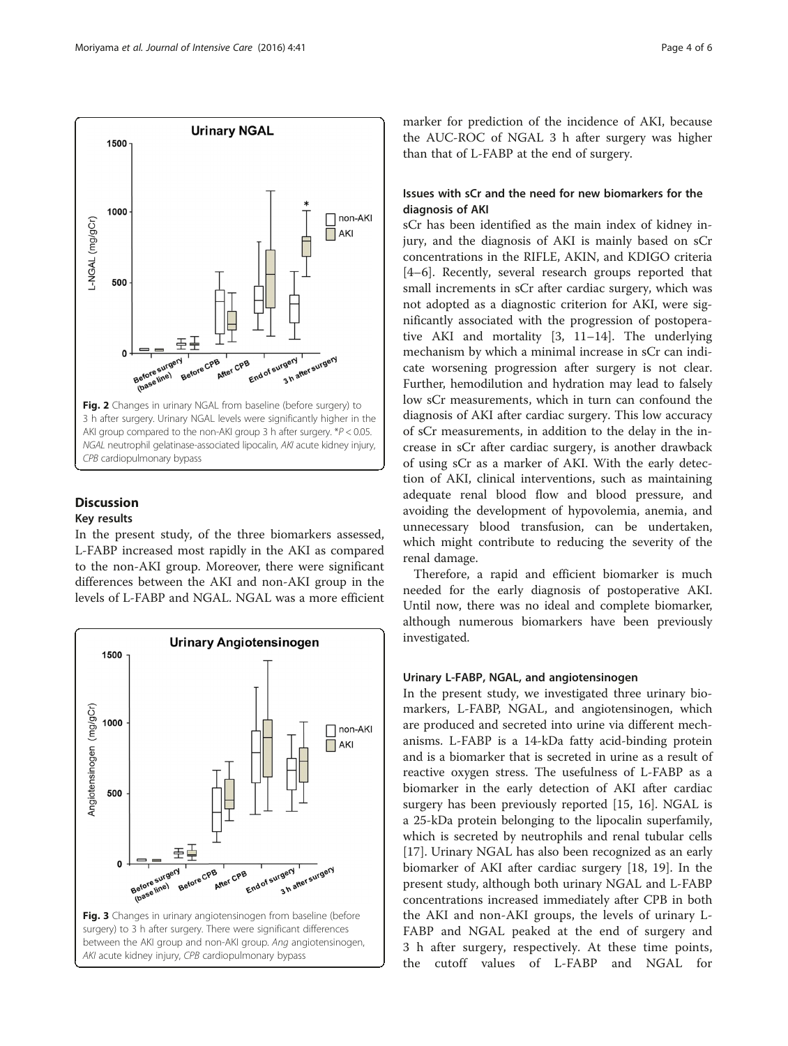Fig. 2 Changes in urinary NGAL from baseline (before surgery) to 3 h after surgery. Urinary NGAL levels were significantly higher in the AKI group compared to the non-AKI group 3 h after surgery. *$P < 0.05$. *NGAL* neutrophil gelatinase-associated lipocalin, *AKI* acute kidney injury, *CPB* cardiopulmonary bypass

## Discussion

### Key results

In the present study, of the three biomarkers assessed, L-FABP increased most rapidly in the AKI as compared to the non-AKI group. Moreover, there were significant differences between the AKI and non-AKI group in the levels of L-FABP and NGAL. NGAL was a more efficient marker for prediction of the incidence of AKI, because the AUC-ROC of NGAL 3 h after surgery was higher than that of L-FABP at the end of surgery.

Fig. 3 Changes in urinary angiotensinogen from baseline (before surgery) to 3 h after surgery. There were significant differences between the AKI group and non-AKI group. *Ang* angiotensinogen, *AKI* acute kidney injury, *CPB* cardiopulmonary bypass

### Issues with sCr and the need for new biomarkers for the diagnosis of AKI

sCr has been identified as the main index of kidney injury, and the diagnosis of AKI is mainly based on sCr concentrations in the RIFLE, AKIN, and KDIGO criteria [4–6]. Recently, several research groups reported that small increments in sCr after cardiac surgery, which was not adopted as a diagnostic criterion for AKI, were significantly associated with the progression of postoperative AKI and mortality [3, 11–14]. The underlying mechanism by which a minimal increase in sCr can indicate worsening progression after surgery is not clear. Further, hemodilution and hydration may lead to falsely low sCr measurements, which in turn can confound the diagnosis of AKI after cardiac surgery. This low accuracy of sCr measurements, in addition to the delay in the increase in sCr after cardiac surgery, is another drawback of using sCr as a marker of AKI. With the early detection of AKI, clinical interventions, such as maintaining adequate renal blood flow and blood pressure, and avoiding the development of hypovolemia, anemia, and unnecessary blood transfusion, can be undertaken, which might contribute to reducing the severity of the renal damage.

Therefore, a rapid and efficient biomarker is much needed for the early diagnosis of postoperative AKI. Until now, there was no ideal and complete biomarker, although numerous biomarkers have been previously investigated.

### Urinary L-FABP, NGAL, and angiotensinogen

In the present study, we investigated three urinary biomarkers, L-FABP, NGAL, and angiotensinogen, which are produced and secreted into urine via different mechanisms. L-FABP is a 14-kDa fatty acid-binding protein and is a biomarker that is secreted in urine as a result of reactive oxygen stress. The usefulness of L-FABP as a biomarker in the early detection of AKI after cardiac surgery has been previously reported [15, 16]. NGAL is a 25-kDa protein belonging to the lipocalin superfamily, which is secreted by neutrophils and renal tubular cells [17]. Urinary NGAL has also been recognized as an early biomarker of AKI after cardiac surgery [18, 19]. In the present study, although both urinary NGAL and L-FABP concentrations increased immediately after CPB in both the AKI and non-AKI groups, the levels of urinary L-FABP and NGAL peaked at the end of surgery and 3 h after surgery, respectively. At these time points, the cutoff values of L-FABP and NGAL for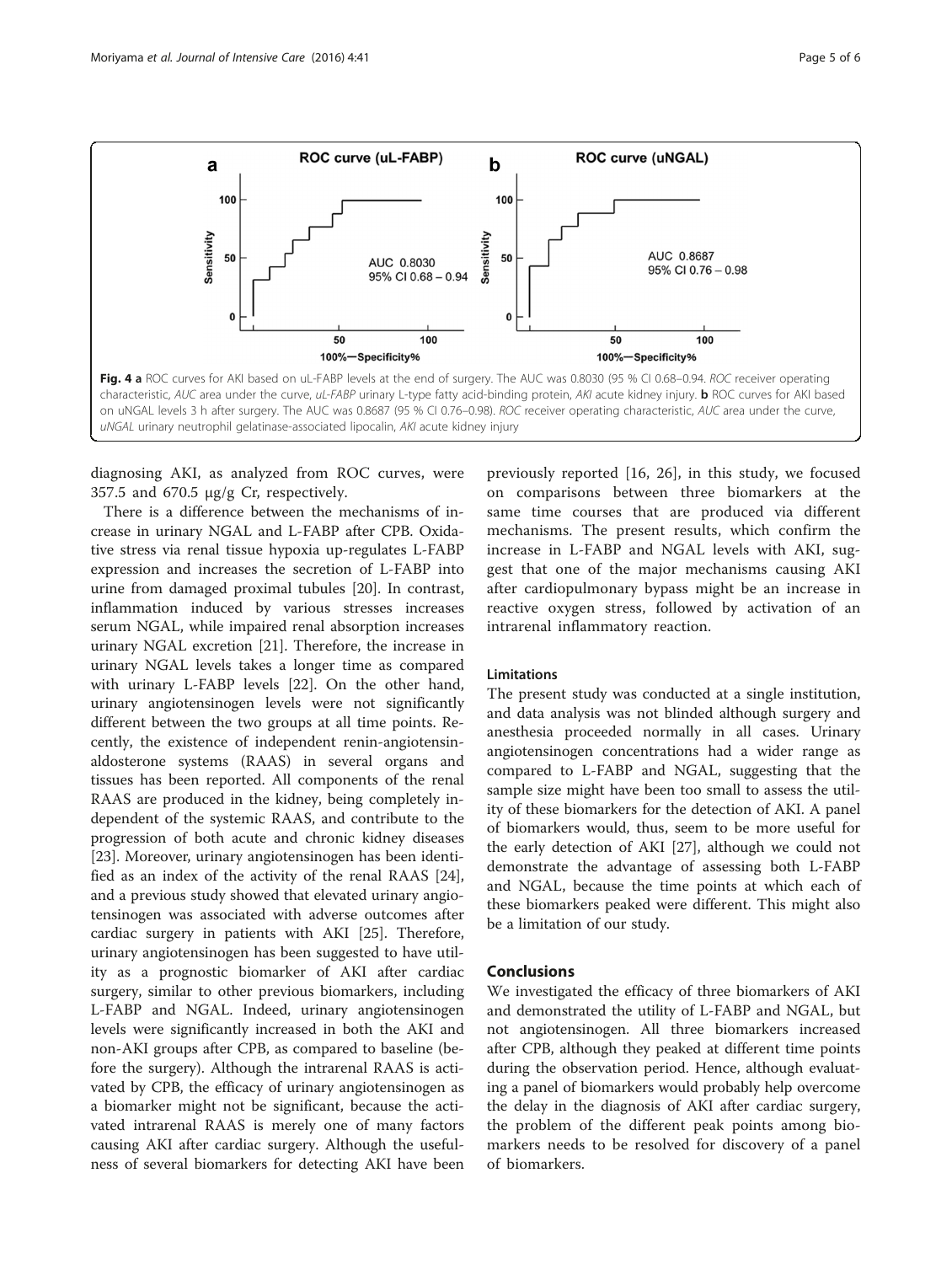**Fig. 4 a** ROC curves for AKI based on uL-FABP levels at the end of surgery. The AUC was 0.8030 (95 % CI 0.68–0.94. *ROC* receiver operating characteristic, *AUC* area under the curve, *uL-FABP* urinary L-type fatty acid-binding protein, *AKI* acute kidney injury. **b** ROC curves for AKI based on uNGAL levels 3 h after surgery. The AUC was 0.8687 (95 % CI 0.76–0.98). *ROC* receiver operating characteristic, *AUC* area under the curve, *uNGAL* urinary neutrophil gelatinase-associated lipocalin, *AKI* acute kidney injury

diagnosing AKI, as analyzed from ROC curves, were 357.5 and 670.5 μg/g Cr, respectively.

There is a difference between the mechanisms of increase in urinary NGAL and L-FABP after CPB. Oxidative stress via renal tissue hypoxia up-regulates L-FABP expression and increases the secretion of L-FABP into urine from damaged proximal tubules [20]. In contrast, inflammation induced by various stresses increases serum NGAL, while impaired renal absorption increases urinary NGAL excretion [21]. Therefore, the increase in urinary NGAL levels takes a longer time as compared with urinary L-FABP levels [22]. On the other hand, urinary angiotensinogen levels were not significantly different between the two groups at all time points. Recently, the existence of independent renin-angiotensin-aldosterone systems (RAAS) in several organs and tissues has been reported. All components of the renal RAAS are produced in the kidney, being completely independent of the systemic RAAS, and contribute to the progression of both acute and chronic kidney diseases [23]. Moreover, urinary angiotensinogen has been identified as an index of the activity of the renal RAAS [24], and a previous study showed that elevated urinary angiotensinogen was associated with adverse outcomes after cardiac surgery in patients with AKI [25]. Therefore, urinary angiotensinogen has been suggested to have utility as a prognostic biomarker of AKI after cardiac surgery, similar to other previous biomarkers, including L-FABP and NGAL. Indeed, urinary angiotensinogen levels were significantly increased in both the AKI and non-AKI groups after CPB, as compared to baseline (before the surgery). Although the intrarenal RAAS is activated by CPB, the efficacy of urinary angiotensinogen as a biomarker might not be significant, because the activated intrarenal RAAS is merely one of many factors causing AKI after cardiac surgery. Although the usefulness of several biomarkers for detecting AKI have been previously reported [16, 26], in this study, we focused on comparisons between three biomarkers at the same time courses that are produced via different mechanisms. The present results, which confirm the increase in L-FABP and NGAL levels with AKI, suggest that one of the major mechanisms causing AKI after cardiopulmonary bypass might be an increase in reactive oxygen stress, followed by activation of an intrarenal inflammatory reaction.

### Limitations

The present study was conducted at a single institution, and data analysis was not blinded although surgery and anesthesia proceeded normally in all cases. Urinary angiotensinogen concentrations had a wider range as compared to L-FABP and NGAL, suggesting that the sample size might have been too small to assess the utility of these biomarkers for the detection of AKI. A panel of biomarkers would, thus, seem to be more useful for the early detection of AKI [27], although we could not demonstrate the advantage of assessing both L-FABP and NGAL, because the time points at which each of these biomarkers peaked were different. This might also be a limitation of our study.

## Conclusions

We investigated the efficacy of three biomarkers of AKI and demonstrated the utility of L-FABP and NGAL, but not angiotensinogen. All three biomarkers increased after CPB, although they peaked at different time points during the observation period. Hence, although evaluating a panel of biomarkers would probably help overcome the delay in the diagnosis of AKI after cardiac surgery, the problem of the different peak points among biomarkers needs to be resolved for discovery of a panel of biomarkers.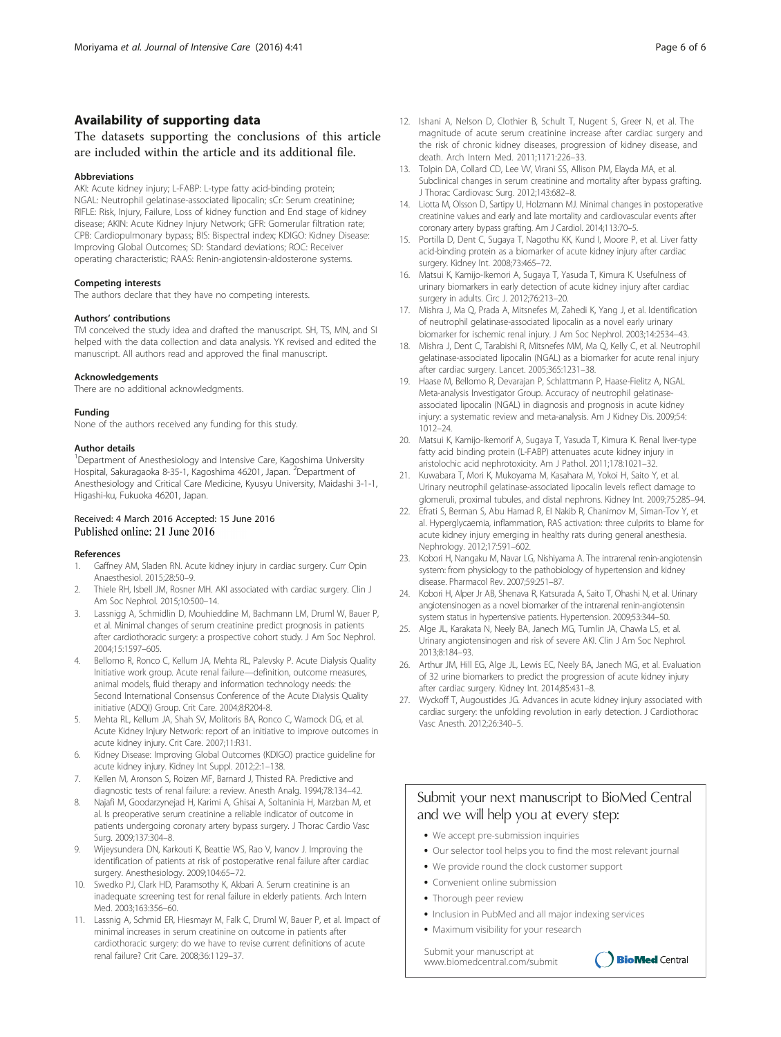## Availability of supporting data

The datasets supporting the conclusions of this article are included within the article and its additional file.

### Abbreviations

AKI: Acute kidney injury; L-FABP: L-type fatty acid-binding protein; NGAL: Neutrophil gelatinase-associated lipocalin; sCr: Serum creatinine; RIFLE: Risk, Injury, Failure, Loss of kidney function and End stage of kidney disease; AKIN: Acute Kidney Injury Network; GFR: Gomerular filtration rate; CPB: Cardiopulmonary bypass; BIS: Bispectral index; KDIGO: Kidney Disease: Improving Global Outcomes; SD: Standard deviations; ROC: Receiver operating characteristic; RAAS: Renin-angiotensin-aldosterone systems.

### Competing interests

The authors declare that they have no competing interests.

### Authors' contributions

TM conceived the study idea and drafted the manuscript. SH, TS, MN, and SI helped with the data collection and data analysis. YK revised and edited the manuscript. All authors read and approved the final manuscript.

### Acknowledgements

There are no additional acknowledgments.

### Funding

None of the authors received any funding for this study.

### Author details

[1]Department of Anesthesiology and Intensive Care, Kagoshima University Hospital, Sakuragaoka 8-35-1, Kagoshima 46201, Japan. [2]Department of Anesthesiology and Critical Care Medicine, Kyusyu University, Maidashi 3-1-1, Higashi-ku, Fukuoka 46201, Japan.

Received: 4 March 2016 Accepted: 15 June 2016
Published online: 21 June 2016

### References

1. Gaffney AM, Sladen RN. Acute kidney injury in cardiac surgery. Curr Opin Anaesthesiol. 2015;28:50–9.
2. Thiele RH, Isbell JM, Rosner MH. AKI associated with cardiac surgery. Clin J Am Soc Nephrol. 2015;10:500–14.
3. Lassnigg A, Schmidlin D, Mouhieddine M, Bachmann LM, Druml W, Bauer P, et al. Minimal changes of serum creatinine predict prognosis in patients after cardiothoracic surgery: a prospective cohort study. J Am Soc Nephrol. 2004;15:1597–605.
4. Bellomo R, Ronco C, Kellum JA, Mehta RL, Palevsky P. Acute Dialysis Quality Initiative work group. Acute renal failure—definition, outcome measures, animal models, fluid therapy and information technology needs: the Second International Consensus Conference of the Acute Dialysis Quality initiative (ADQI) Group. Crit Care. 2004;8:R204-8.
5. Mehta RL, Kellum JA, Shah SV, Molitoris BA, Ronco C, Warnock DG, et al. Acute Kidney Injury Network: report of an initiative to improve outcomes in acute kidney injury. Crit Care. 2007;11:R31.
6. Kidney Disease: Improving Global Outcomes (KDIGO) practice guideline for acute kidney injury. Kidney Int Suppl. 2012;2:1–138.
7. Kellen M, Aronson S, Roizen MF, Barnard J, Thisted RA. Predictive and diagnostic tests of renal failure: a review. Anesth Analg. 1994;78:134–42.
8. Najafi M, Goodarzynejad H, Karimi A, Ghisai A, Soltaninia H, Marzban M, et al. Is preoperative serum creatinine a reliable indicator of outcome in patients undergoing coronary artery bypass surgery. J Thorac Cardio Vasc Surg. 2009;137:304–8.
9. Wijeysundera DN, Karkouti K, Beattie WS, Rao V, Ivanov J. Improving the identification of patients at risk of postoperative renal failure after cardiac surgery. Anesthesiology. 2009;104:65–72.
10. Swedko PJ, Clark HD, Paramsothy K, Akbari A. Serum creatinine is an inadequate screening test for renal failure in elderly patients. Arch Intern Med. 2003;163:356–60.
11. Lassnig A, Schmid ER, Hiesmayr M, Falk C, Druml W, Bauer P, et al. Impact of minimal increases in serum creatinine on outcome in patients after cardiothoracic surgery: do we have to revise current definitions of acute renal failure? Crit Care. 2008;36:1129–37.
12. Ishani A, Nelson D, Clothier B, Schult T, Nugent S, Greer N, et al. The magnitude of acute serum creatinine increase after cardiac surgery and the risk of chronic kidney diseases, progression of kidney disease, and death. Arch Intern Med. 2011;1171:226–33.
13. Tolpin DA, Collard CD, Lee VV, Virani SS, Allison PM, Elayda MA, et al. Subclinical changes in serum creatinine and mortality after bypass grafting. J Thorac Cardiovasc Surg. 2012;143:682–8.
14. Liotta M, Olsson D, Sartipy U, Holzmann MJ. Minimal changes in postoperative creatinine values and early and late mortality and cardiovascular events after coronary artery bypass grafting. Am J Cardiol. 2014;113:70–5.
15. Portilla D, Dent C, Sugaya T, Nagothu KK, Kund I, Moore P, et al. Liver fatty acid-binding protein as a biomarker of acute kidney injury after cardiac surgery. Kidney Int. 2008;73:465–72.
16. Matsui K, Kamijo-Ikemori A, Sugaya T, Yasuda T, Kimura K. Usefulness of urinary biomarkers in early detection of acute kidney injury after cardiac surgery in adults. Circ J. 2012;76:213–20.
17. Mishra J, Ma Q, Prada A, Mitsnefes M, Zahedi K, Yang J, et al. Identification of neutrophil gelatinase-associated lipocalin as a novel early urinary biomarker for ischemic renal injury. J Am Soc Nephrol. 2003;14:2534–43.
18. Mishra J, Dent C, Tarabishi R, Mitsnefes MM, Ma Q, Kelly C, et al. Neutrophil gelatinase-associated lipocalin (NGAL) as a biomarker for acute renal injury after cardiac surgery. Lancet. 2005;365:1231–38.
19. Haase M, Bellomo R, Devarajan P, Schlattmann P, Haase-Fielitz A, NGAL Meta-analysis Investigator Group. Accuracy of neutrophil gelatinase-associated lipocalin (NGAL) in diagnosis and prognosis in acute kidney injury: a systematic review and meta-analysis. Am J Kidney Dis. 2009;54:1012–24.
20. Matsui K, Kamijo-Ikemorif A, Sugaya T, Yasuda T, Kimura K. Renal liver-type fatty acid binding protein (L-FABP) attenuates acute kidney injury in aristolochic acid nephrotoxicity. Am J Pathol. 2011;178:1021–32.
21. Kuwabara T, Mori K, Mukoyama M, Kasahara M, Yokoi H, Saito Y, et al. Urinary neutrophil gelatinase-associated lipocalin levels reflect damage to glomeruli, proximal tubules, and distal nephrons. Kidney Int. 2009;75:285–94.
22. Efrati S, Berman S, Abu Hamad R, El Nakib R, Chanimov M, Siman-Tov Y, et al. Hyperglycaemia, inflammation, RAS activation: three culprits to blame for acute kidney injury emerging in healthy rats during general anesthesia. Nephrology. 2012;17:591–602.
23. Kobori H, Nangaku M, Navar LG, Nishiyama A. The intrarenal renin-angiotensin system: from physiology to the pathobiology of hypertension and kidney disease. Pharmacol Rev. 2007;59:251–87.
24. Kobori H, Alper Jr AB, Shenava R, Katsurada A, Saito T, Ohashi N, et al. Urinary angiotensinogen as a novel biomarker of the intrarenal renin-angiotensin system status in hypertensive patients. Hypertension. 2009;53:344–50.
25. Alge JL, Karakata N, Neely BA, Janech MG, Tumlin JA, Chawla LS, et al. Urinary angiotensinogen and risk of severe AKI. Clin J Am Soc Nephrol. 2013;8:184–93.
26. Arthur JM, Hill EG, Alge JL, Lewis EC, Neely BA, Janech MG, et al. Evaluation of 32 urine biomarkers to predict the progression of acute kidney injury after cardiac surgery. Kidney Int. 2014;85:431–8.
27. Wyckoff T, Augoustides JG. Advances in acute kidney injury associated with cardiac surgery: the unfolding revolution in early detection. J Cardiothorac Vasc Anesth. 2012;26:340–5.